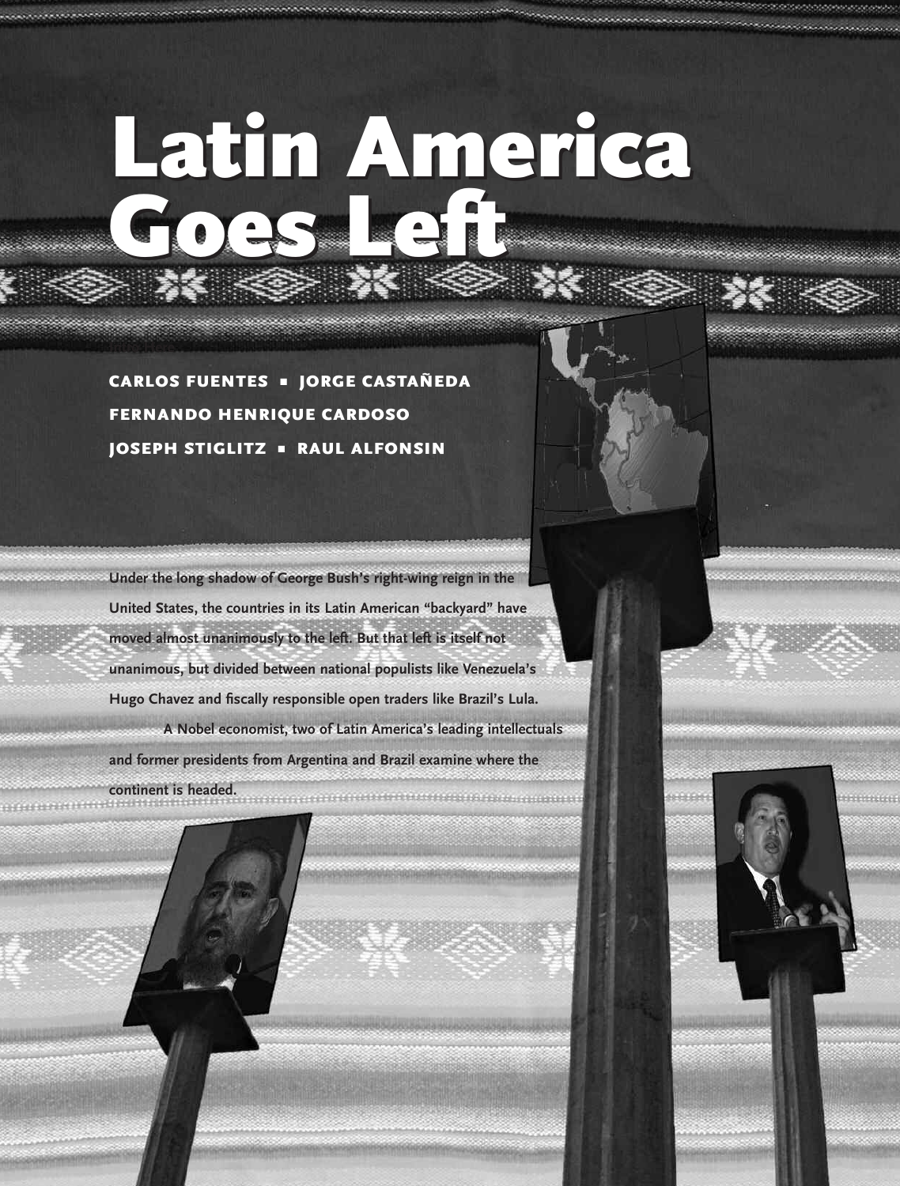# Latin America Goes Left

**CARLOS FUENTES ▪ JORGE CASTAÑEDA**
**FERNANDO HENRIQUE CARDOSO**
**JOSEPH STIGLITZ ▪ RAUL ALFONSIN**

**Under the long shadow of George Bush's right-wing reign in the United States, the countries in its Latin American "backyard" have moved almost unanimously to the left. But that left is itself not unanimous, but divided between national populists like Venezuela's Hugo Chavez and fiscally responsible open traders like Brazil's Lula.**

**A Nobel economist, two of Latin America's leading intellectuals and former presidents from Argentina and Brazil examine where the continent is headed.**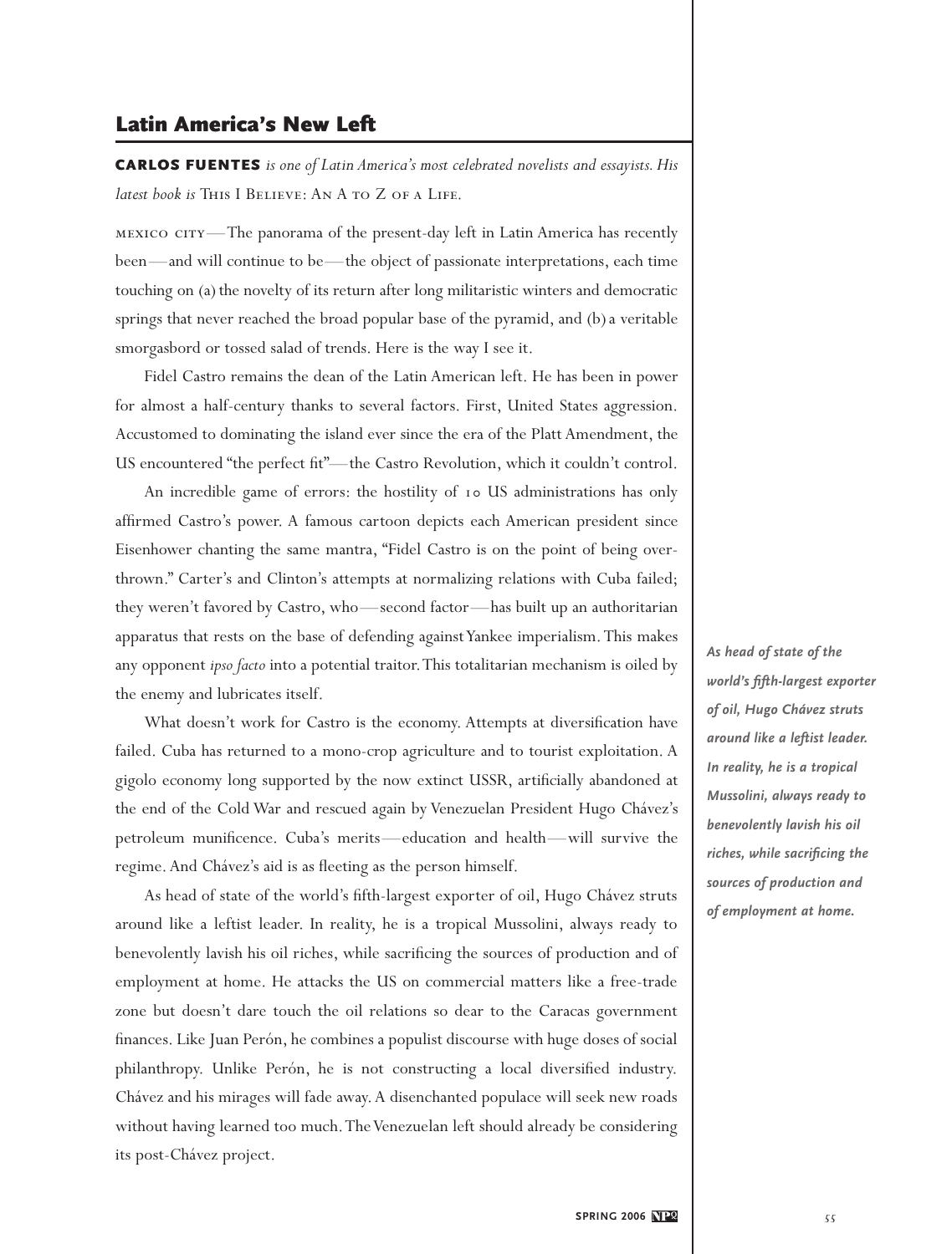## Latin America's New Left

**CARLOS FUENTES** *is one of Latin America's most celebrated novelists and essayists. His latest book is* This I Believe: An A to Z of a Life.

MEXICO CITY—The panorama of the present-day left in Latin America has recently been—and will continue to be—the object of passionate interpretations, each time touching on (a) the novelty of its return after long militaristic winters and democratic springs that never reached the broad popular base of the pyramid, and (b) a veritable smorgasbord or tossed salad of trends. Here is the way I see it.

Fidel Castro remains the dean of the Latin American left. He has been in power for almost a half-century thanks to several factors. First, United States aggression. Accustomed to dominating the island ever since the era of the Platt Amendment, the US encountered "the perfect fit"—the Castro Revolution, which it couldn't control.

An incredible game of errors: the hostility of 10 US administrations has only affirmed Castro's power. A famous cartoon depicts each American president since Eisenhower chanting the same mantra, "Fidel Castro is on the point of being overthrown." Carter's and Clinton's attempts at normalizing relations with Cuba failed; they weren't favored by Castro, who—second factor—has built up an authoritarian apparatus that rests on the base of defending against Yankee imperialism. This makes any opponent *ipso facto* into a potential traitor. This totalitarian mechanism is oiled by the enemy and lubricates itself.

What doesn't work for Castro is the economy. Attempts at diversification have failed. Cuba has returned to a mono-crop agriculture and to tourist exploitation. A gigolo economy long supported by the now extinct USSR, artificially abandoned at the end of the Cold War and rescued again by Venezuelan President Hugo Chávez's petroleum munificence. Cuba's merits—education and health—will survive the regime. And Chávez's aid is as fleeting as the person himself.

As head of state of the world's fifth-largest exporter of oil, Hugo Chávez struts around like a leftist leader. In reality, he is a tropical Mussolini, always ready to benevolently lavish his oil riches, while sacrificing the sources of production and of employment at home. He attacks the US on commercial matters like a free-trade zone but doesn't dare touch the oil relations so dear to the Caracas government finances. Like Juan Perón, he combines a populist discourse with huge doses of social philanthropy. Unlike Perón, he is not constructing a local diversified industry. Chávez and his mirages will fade away. A disenchanted populace will seek new roads without having learned too much. The Venezuelan left should already be considering its post-Chávez project.

*As head of state of the world's fifth-largest exporter of oil, Hugo Chávez struts around like a leftist leader. In reality, he is a tropical Mussolini, always ready to benevolently lavish his oil riches, while sacrificing the sources of production and of employment at home.*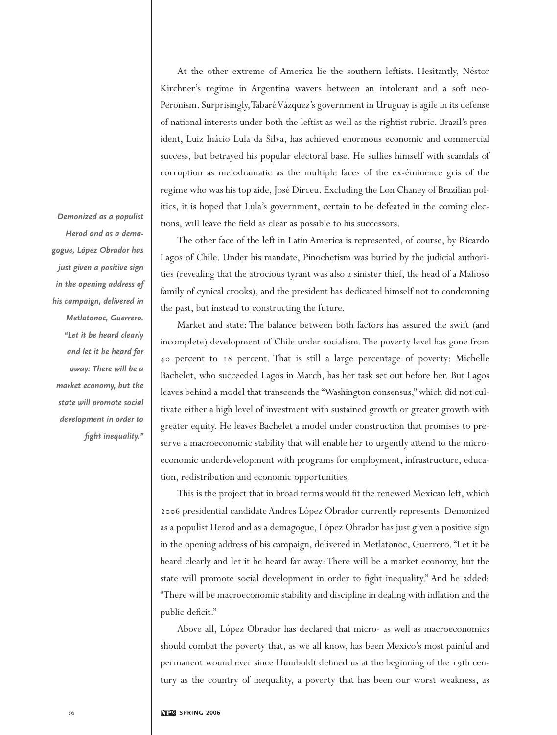At the other extreme of America lie the southern leftists. Hesitantly, Néstor Kirchner's regime in Argentina wavers between an intolerant and a soft neo-Peronism. Surprisingly, Tabaré Vázquez's government in Uruguay is agile in its defense of national interests under both the leftist as well as the rightist rubric. Brazil's president, Luiz Inácio Lula da Silva, has achieved enormous economic and commercial success, but betrayed his popular electoral base. He sullies himself with scandals of corruption as melodramatic as the multiple faces of the ex-éminence gris of the regime who was his top aide, José Dirceu. Excluding the Lon Chaney of Brazilian politics, it is hoped that Lula's government, certain to be defeated in the coming elections, will leave the field as clear as possible to his successors.

*Demonized as a populist Herod and as a demagogue, López Obrador has just given a positive sign in the opening address of his campaign, delivered in Metlatonoc, Guerrero. "Let it be heard clearly and let it be heard far away: There will be a market economy, but the state will promote social development in order to fight inequality."*

The other face of the left in Latin America is represented, of course, by Ricardo Lagos of Chile. Under his mandate, Pinochetism was buried by the judicial authorities (revealing that the atrocious tyrant was also a sinister thief, the head of a Mafioso family of cynical crooks), and the president has dedicated himself not to condemning the past, but instead to constructing the future.

Market and state: The balance between both factors has assured the swift (and incomplete) development of Chile under socialism. The poverty level has gone from 40 percent to 18 percent. That is still a large percentage of poverty: Michelle Bachelet, who succeeded Lagos in March, has her task set out before her. But Lagos leaves behind a model that transcends the "Washington consensus," which did not cultivate either a high level of investment with sustained growth or greater growth with greater equity. He leaves Bachelet a model under construction that promises to preserve a macroeconomic stability that will enable her to urgently attend to the microeconomic underdevelopment with programs for employment, infrastructure, education, redistribution and economic opportunities.

This is the project that in broad terms would fit the renewed Mexican left, which 2006 presidential candidate Andres López Obrador currently represents. Demonized as a populist Herod and as a demagogue, López Obrador has just given a positive sign in the opening address of his campaign, delivered in Metlatonoc, Guerrero. "Let it be heard clearly and let it be heard far away: There will be a market economy, but the state will promote social development in order to fight inequality." And he added: "There will be macroeconomic stability and discipline in dealing with inflation and the public deficit."

Above all, López Obrador has declared that micro- as well as macroeconomics should combat the poverty that, as we all know, has been Mexico's most painful and permanent wound ever since Humboldt defined us at the beginning of the 19th century as the country of inequality, a poverty that has been our worst weakness, as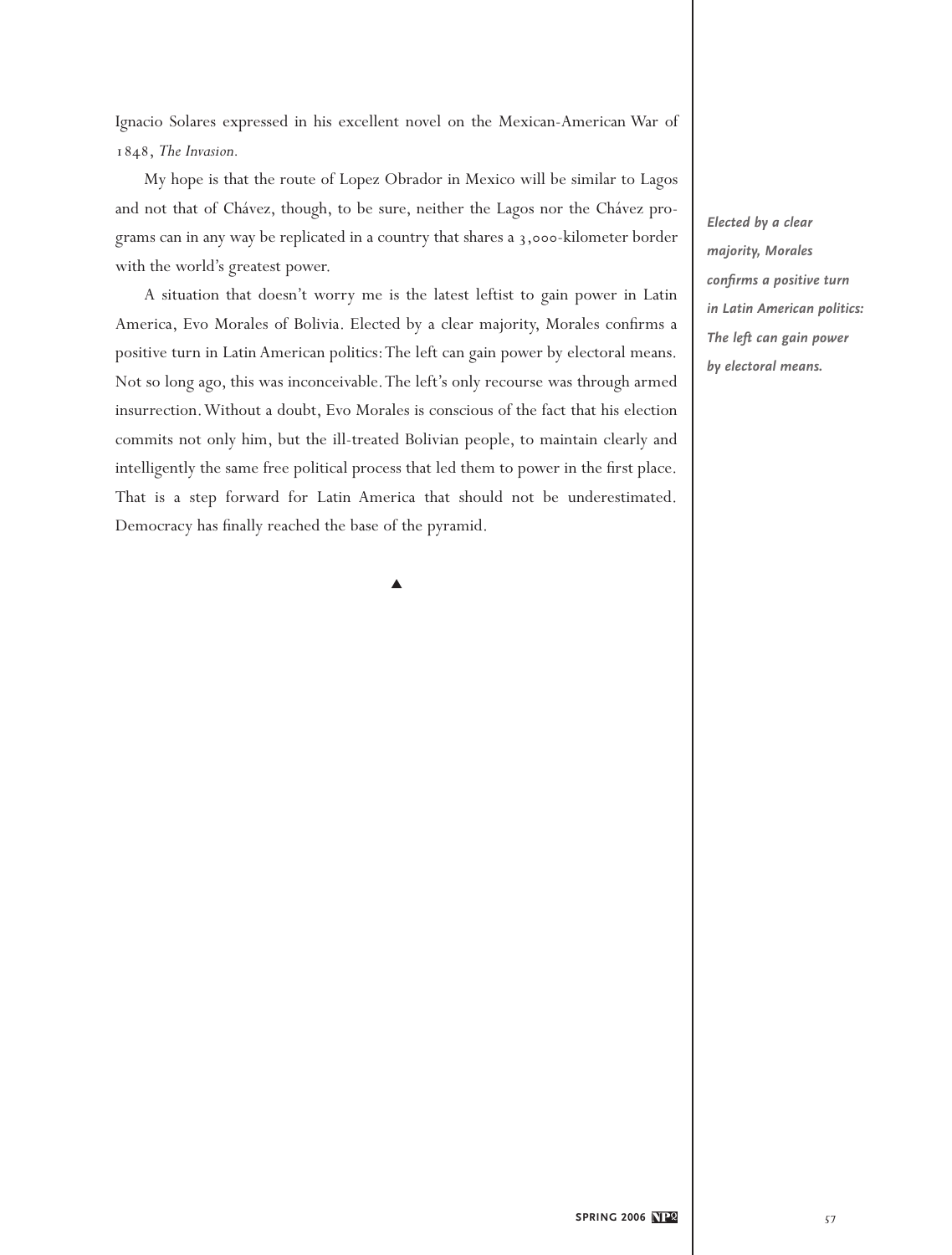Ignacio Solares expressed in his excellent novel on the Mexican-American War of 1848, *The Invasion*.

My hope is that the route of Lopez Obrador in Mexico will be similar to Lagos and not that of Chávez, though, to be sure, neither the Lagos nor the Chávez programs can in any way be replicated in a country that shares a 3,000-kilometer border with the world's greatest power.

A situation that doesn't worry me is the latest leftist to gain power in Latin America, Evo Morales of Bolivia. Elected by a clear majority, Morales confirms a positive turn in Latin American politics: The left can gain power by electoral means. Not so long ago, this was inconceivable. The left's only recourse was through armed insurrection. Without a doubt, Evo Morales is conscious of the fact that his election commits not only him, but the ill-treated Bolivian people, to maintain clearly and intelligently the same free political process that led them to power in the first place. That is a step forward for Latin America that should not be underestimated. Democracy has finally reached the base of the pyramid.

▲

***Elected by a clear majority, Morales confirms a positive turn in Latin American politics: The left can gain power by electoral means.***